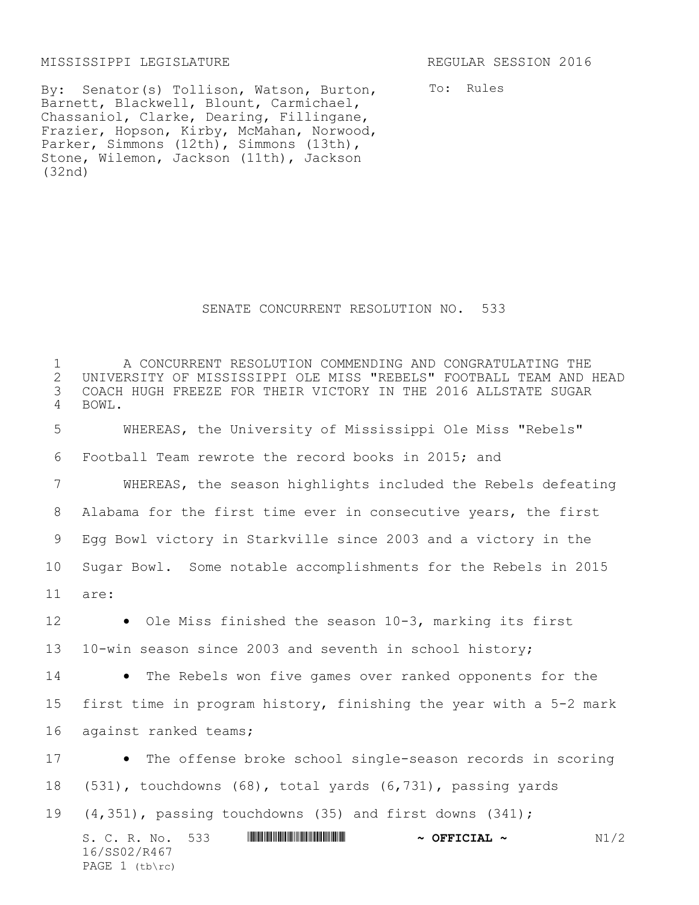MISSISSIPPI LEGISLATURE REGULAR SESSION 2016

By: Senator(s) Tollison, Watson, Burton, Barnett, Blackwell, Blount, Carmichael, Chassaniol, Clarke, Dearing, Fillingane, Frazier, Hopson, Kirby, McMahan, Norwood, Parker, Simmons (12th), Simmons (13th), Stone, Wilemon, Jackson (11th), Jackson (32nd)

To: Rules

# SENATE CONCURRENT RESOLUTION NO. 533

A CONCURRENT RESOLUTION COMMENDING AND CONGRATULATING THE UNIVERSITY OF MISSISSIPPI OLE MISS "REBELS" FOOTBALL TEAM AND HEAD COACH HUGH FREEZE FOR THEIR VICTORY IN THE 2016 ALLSTATE SUGAR BOWL.

WHEREAS, the University of Mississippi Ole Miss "Rebels" Football Team rewrote the record books in 2015; and

WHEREAS, the season highlights included the Rebels defeating Alabama for the first time ever in consecutive years, the first Egg Bowl victory in Starkville since 2003 and a victory in the Sugar Bowl. Some notable accomplishments for the Rebels in 2015 are:

- Ole Miss finished the season 10-3, marking its first 10-win season since 2003 and seventh in school history;
- The Rebels won five games over ranked opponents for the first time in program history, finishing the year with a 5-2 mark against ranked teams;
- The offense broke school single-season records in scoring (531), touchdowns (68), total yards (6,731), passing yards (4,351), passing touchdowns (35) and first downs (341);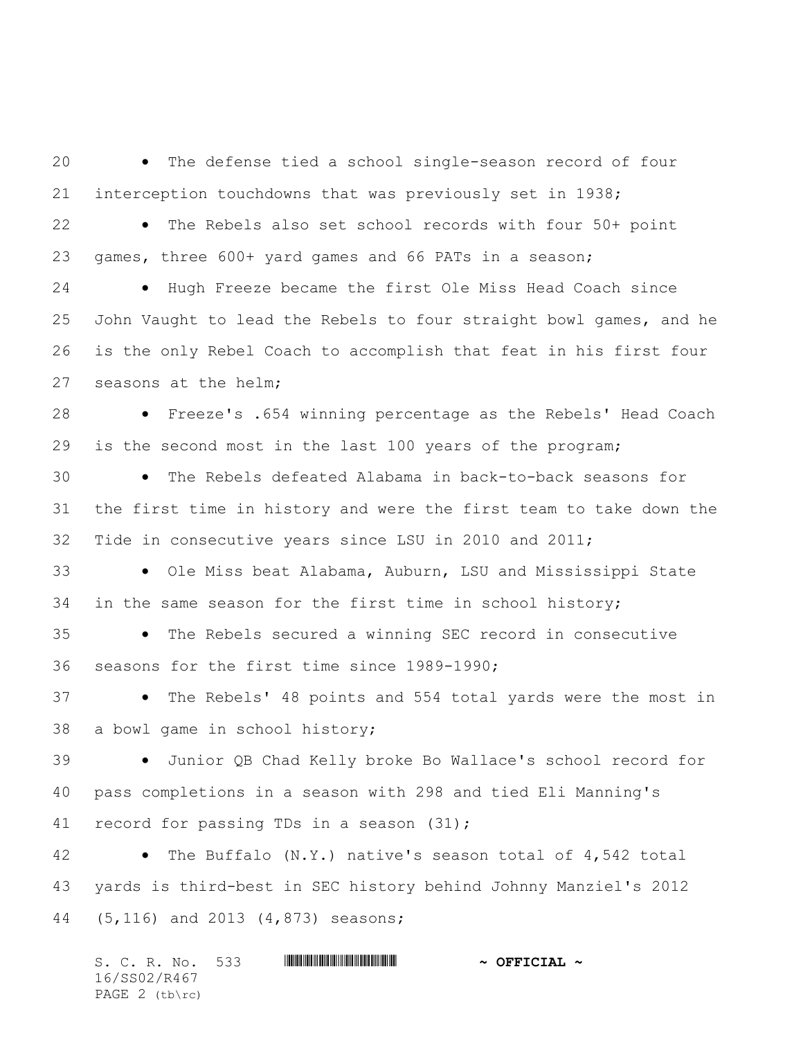- The defense tied a school single-season record of four interception touchdowns that was previously set in 1938;
- The Rebels also set school records with four 50+ point games, three 600+ yard games and 66 PATs in a season;
- Hugh Freeze became the first Ole Miss Head Coach since John Vaught to lead the Rebels to four straight bowl games, and he is the only Rebel Coach to accomplish that feat in his first four seasons at the helm;
- Freeze's .654 winning percentage as the Rebels' Head Coach is the second most in the last 100 years of the program;
- The Rebels defeated Alabama in back-to-back seasons for the first time in history and were the first team to take down the Tide in consecutive years since LSU in 2010 and 2011;
- Ole Miss beat Alabama, Auburn, LSU and Mississippi State in the same season for the first time in school history;
- The Rebels secured a winning SEC record in consecutive seasons for the first time since 1989-1990;
- The Rebels' 48 points and 554 total yards were the most in a bowl game in school history;
- Junior QB Chad Kelly broke Bo Wallace's school record for pass completions in a season with 298 and tied Eli Manning's record for passing TDs in a season (31);
- The Buffalo (N.Y.) native's season total of 4,542 total yards is third-best in SEC history behind Johnny Manziel's 2012 (5,116) and 2013 (4,873) seasons;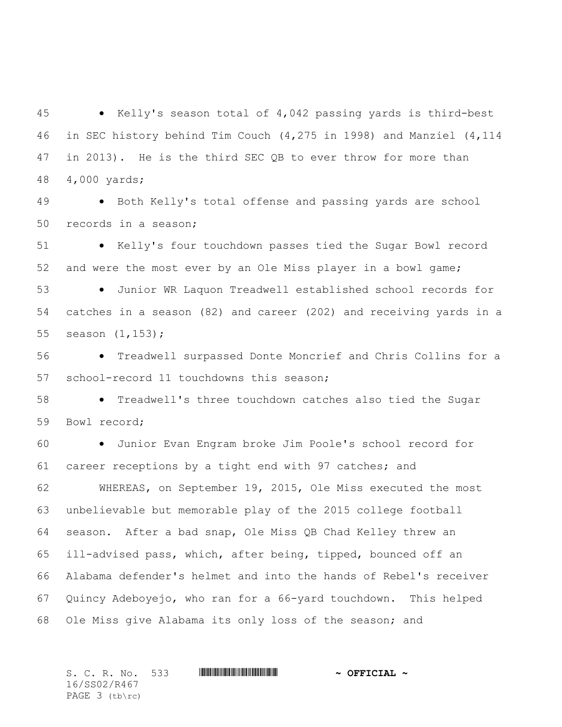- Kelly's season total of 4,042 passing yards is third-best in SEC history behind Tim Couch (4,275 in 1998) and Manziel (4,114 in 2013). He is the third SEC QB to ever throw for more than 4,000 yards;
- Both Kelly's total offense and passing yards are school records in a season;
- Kelly's four touchdown passes tied the Sugar Bowl record and were the most ever by an Ole Miss player in a bowl game;
- Junior WR Laquon Treadwell established school records for catches in a season (82) and career (202) and receiving yards in a season (1,153);
- Treadwell surpassed Donte Moncrief and Chris Collins for a school-record 11 touchdowns this season;
- Treadwell's three touchdown catches also tied the Sugar Bowl record;
- Junior Evan Engram broke Jim Poole's school record for career receptions by a tight end with 97 catches; and

WHEREAS, on September 19, 2015, Ole Miss executed the most unbelievable but memorable play of the 2015 college football season. After a bad snap, Ole Miss QB Chad Kelley threw an ill-advised pass, which, after being, tipped, bounced off an Alabama defender's helmet and into the hands of Rebel's receiver Quincy Adeboyejo, who ran for a 66-yard touchdown. This helped Ole Miss give Alabama its only loss of the season; and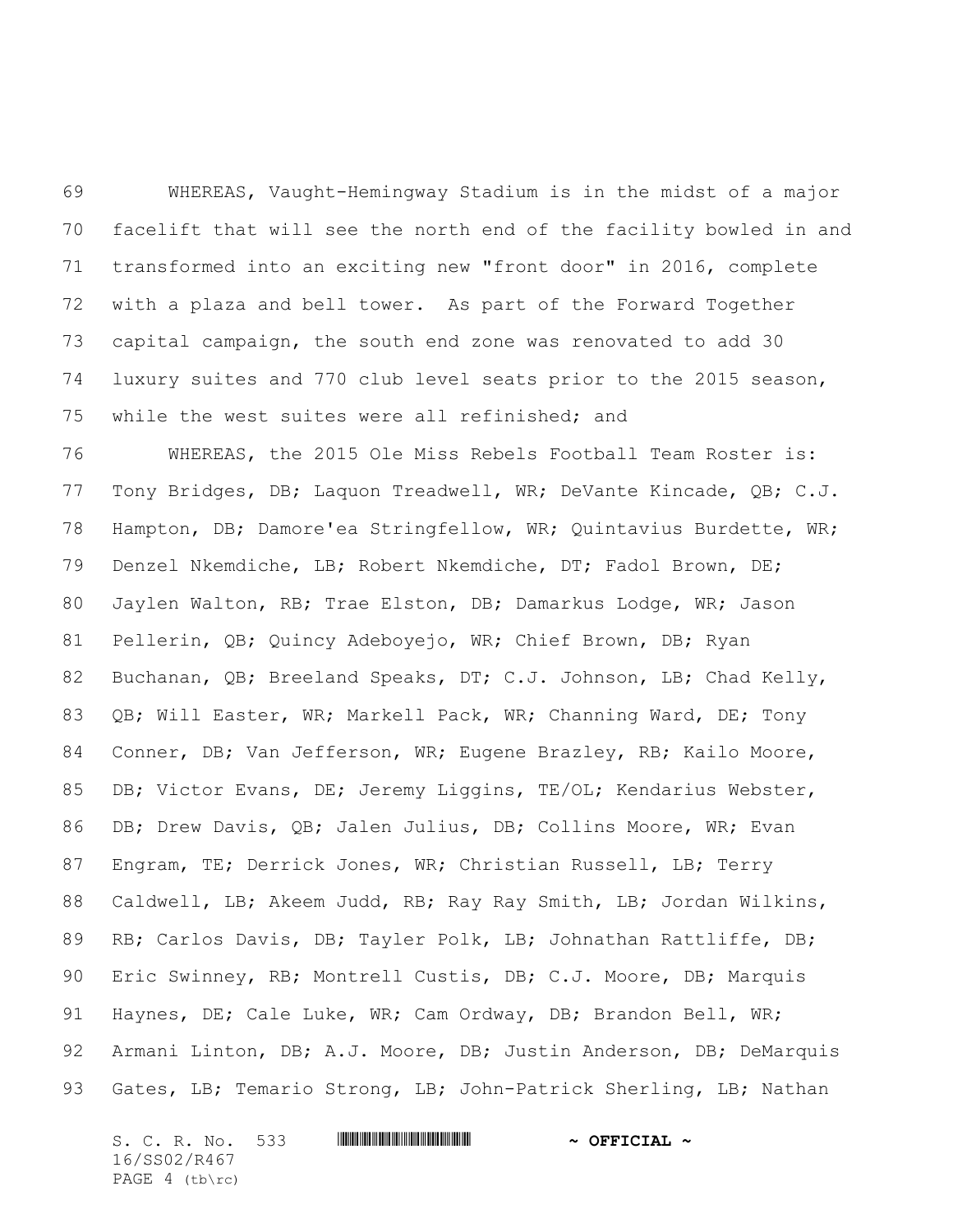WHEREAS, Vaught-Hemingway Stadium is in the midst of a major facelift that will see the north end of the facility bowled in and transformed into an exciting new "front door" in 2016, complete with a plaza and bell tower. As part of the Forward Together capital campaign, the south end zone was renovated to add 30 luxury suites and 770 club level seats prior to the 2015 season, while the west suites were all refinished; and

WHEREAS, the 2015 Ole Miss Rebels Football Team Roster is: Tony Bridges, DB; Laquon Treadwell, WR; DeVante Kincade, QB; C.J. Hampton, DB; Damore'ea Stringfellow, WR; Quintavius Burdette, WR; Denzel Nkemdiche, LB; Robert Nkemdiche, DT; Fadol Brown, DE; Jaylen Walton, RB; Trae Elston, DB; Damarkus Lodge, WR; Jason Pellerin, QB; Quincy Adeboyejo, WR; Chief Brown, DB; Ryan Buchanan, QB; Breeland Speaks, DT; C.J. Johnson, LB; Chad Kelly, QB; Will Easter, WR; Markell Pack, WR; Channing Ward, DE; Tony Conner, DB; Van Jefferson, WR; Eugene Brazley, RB; Kailo Moore, DB; Victor Evans, DE; Jeremy Liggins, TE/OL; Kendarius Webster, DB; Drew Davis, QB; Jalen Julius, DB; Collins Moore, WR; Evan Engram, TE; Derrick Jones, WR; Christian Russell, LB; Terry Caldwell, LB; Akeem Judd, RB; Ray Ray Smith, LB; Jordan Wilkins, RB; Carlos Davis, DB; Tayler Polk, LB; Johnathan Rattliffe, DB; Eric Swinney, RB; Montrell Custis, DB; C.J. Moore, DB; Marquis Haynes, DE; Cale Luke, WR; Cam Ordway, DB; Brandon Bell, WR; Armani Linton, DB; A.J. Moore, DB; Justin Anderson, DB; DeMarquis Gates, LB; Temario Strong, LB; John-Patrick Sherling, LB; Nathan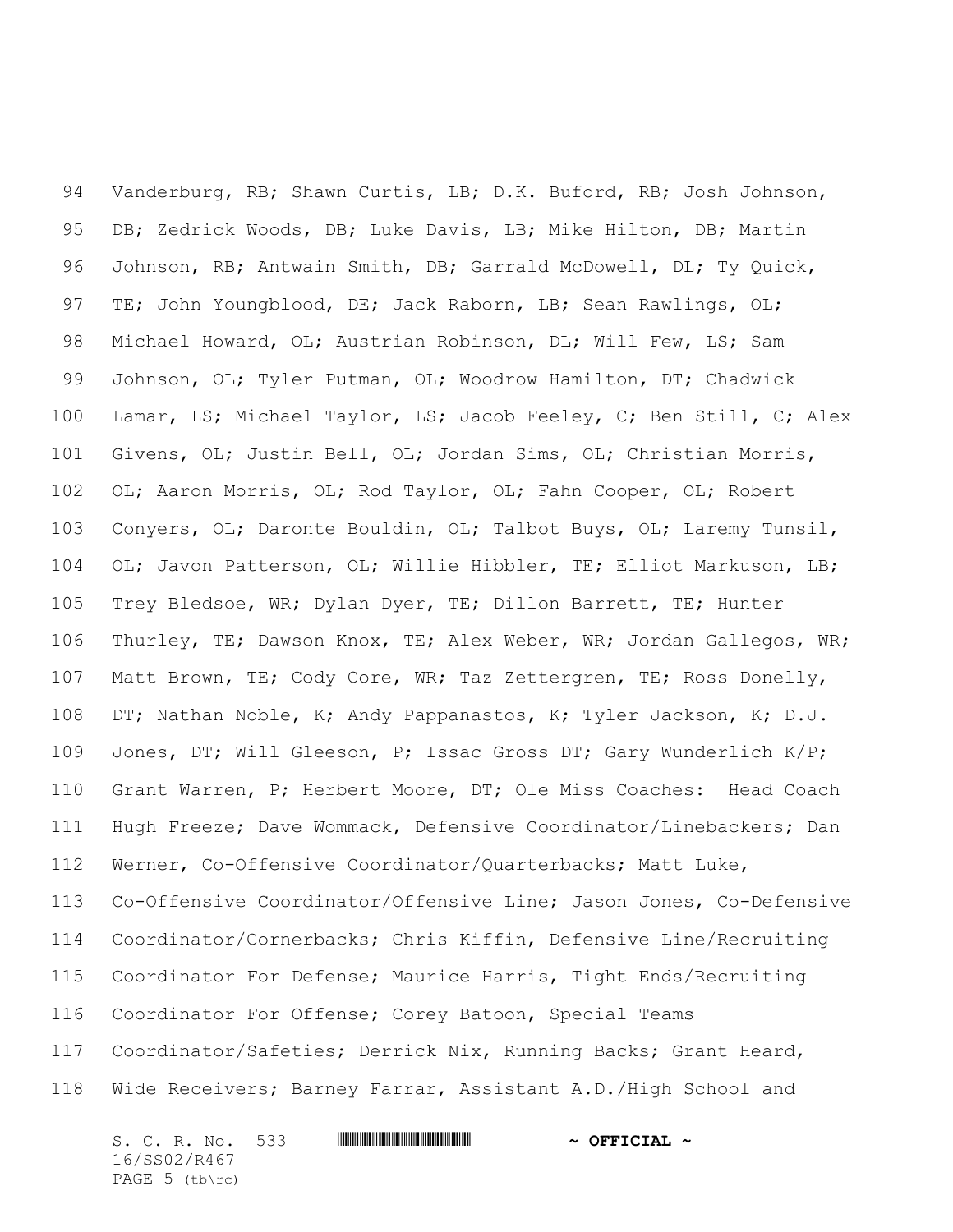Vanderburg, RB; Shawn Curtis, LB; D.K. Buford, RB; Josh Johnson, DB; Zedrick Woods, DB; Luke Davis, LB; Mike Hilton, DB; Martin Johnson, RB; Antwain Smith, DB; Garrald McDowell, DL; Ty Quick, TE; John Youngblood, DE; Jack Raborn, LB; Sean Rawlings, OL; Michael Howard, OL; Austrian Robinson, DL; Will Few, LS; Sam Johnson, OL; Tyler Putman, OL; Woodrow Hamilton, DT; Chadwick Lamar, LS; Michael Taylor, LS; Jacob Feeley, C; Ben Still, C; Alex Givens, OL; Justin Bell, OL; Jordan Sims, OL; Christian Morris, OL; Aaron Morris, OL; Rod Taylor, OL; Fahn Cooper, OL; Robert Conyers, OL; Daronte Bouldin, OL; Talbot Buys, OL; Laremy Tunsil, OL; Javon Patterson, OL; Willie Hibbler, TE; Elliot Markuson, LB; Trey Bledsoe, WR; Dylan Dyer, TE; Dillon Barrett, TE; Hunter Thurley, TE; Dawson Knox, TE; Alex Weber, WR; Jordan Gallegos, WR; Matt Brown, TE; Cody Core, WR; Taz Zettergren, TE; Ross Donelly, DT; Nathan Noble, K; Andy Pappanastos, K; Tyler Jackson, K; D.J. Jones, DT; Will Gleeson, P; Issac Gross DT; Gary Wunderlich K/P; Grant Warren, P; Herbert Moore, DT; Ole Miss Coaches: Head Coach Hugh Freeze; Dave Wommack, Defensive Coordinator/Linebackers; Dan Werner, Co-Offensive Coordinator/Quarterbacks; Matt Luke, Co-Offensive Coordinator/Offensive Line; Jason Jones, Co-Defensive Coordinator/Cornerbacks; Chris Kiffin, Defensive Line/Recruiting Coordinator For Defense; Maurice Harris, Tight Ends/Recruiting Coordinator For Offense; Corey Batoon, Special Teams Coordinator/Safeties; Derrick Nix, Running Backs; Grant Heard, Wide Receivers; Barney Farrar, Assistant A.D./High School and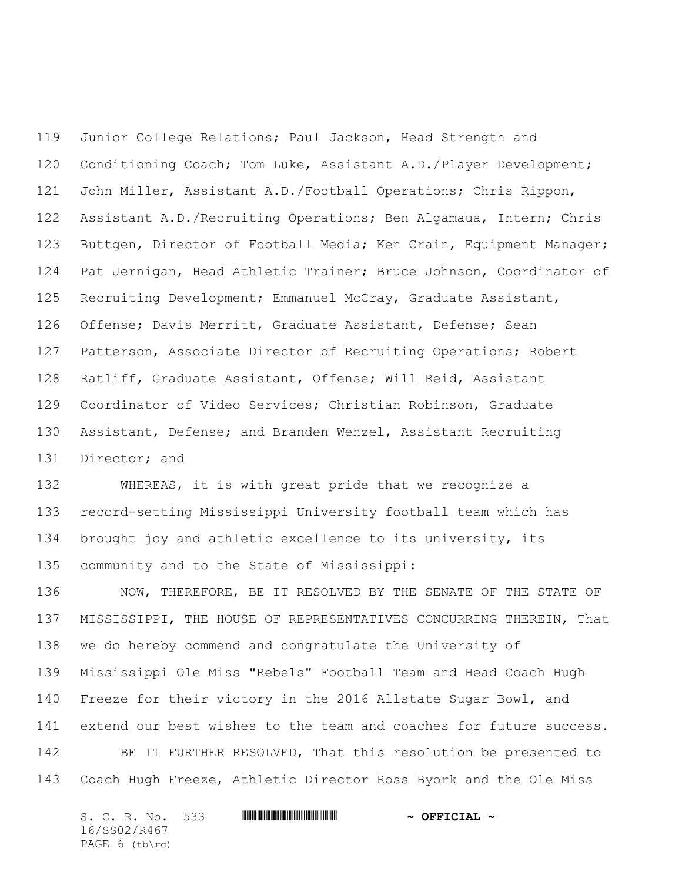Junior College Relations; Paul Jackson, Head Strength and Conditioning Coach; Tom Luke, Assistant A.D./Player Development; John Miller, Assistant A.D./Football Operations; Chris Rippon, Assistant A.D./Recruiting Operations; Ben Algamaua, Intern; Chris Buttgen, Director of Football Media; Ken Crain, Equipment Manager; Pat Jernigan, Head Athletic Trainer; Bruce Johnson, Coordinator of Recruiting Development; Emmanuel McCray, Graduate Assistant, Offense; Davis Merritt, Graduate Assistant, Defense; Sean Patterson, Associate Director of Recruiting Operations; Robert Ratliff, Graduate Assistant, Offense; Will Reid, Assistant Coordinator of Video Services; Christian Robinson, Graduate Assistant, Defense; and Branden Wenzel, Assistant Recruiting Director; and

WHEREAS, it is with great pride that we recognize a record-setting Mississippi University football team which has brought joy and athletic excellence to its university, its community and to the State of Mississippi:

NOW, THEREFORE, BE IT RESOLVED BY THE SENATE OF THE STATE OF MISSISSIPPI, THE HOUSE OF REPRESENTATIVES CONCURRING THEREIN, That we do hereby commend and congratulate the University of Mississippi Ole Miss "Rebels" Football Team and Head Coach Hugh Freeze for their victory in the 2016 Allstate Sugar Bowl, and extend our best wishes to the team and coaches for future success.

BE IT FURTHER RESOLVED, That this resolution be presented to Coach Hugh Freeze, Athletic Director Ross Byork and the Ole Miss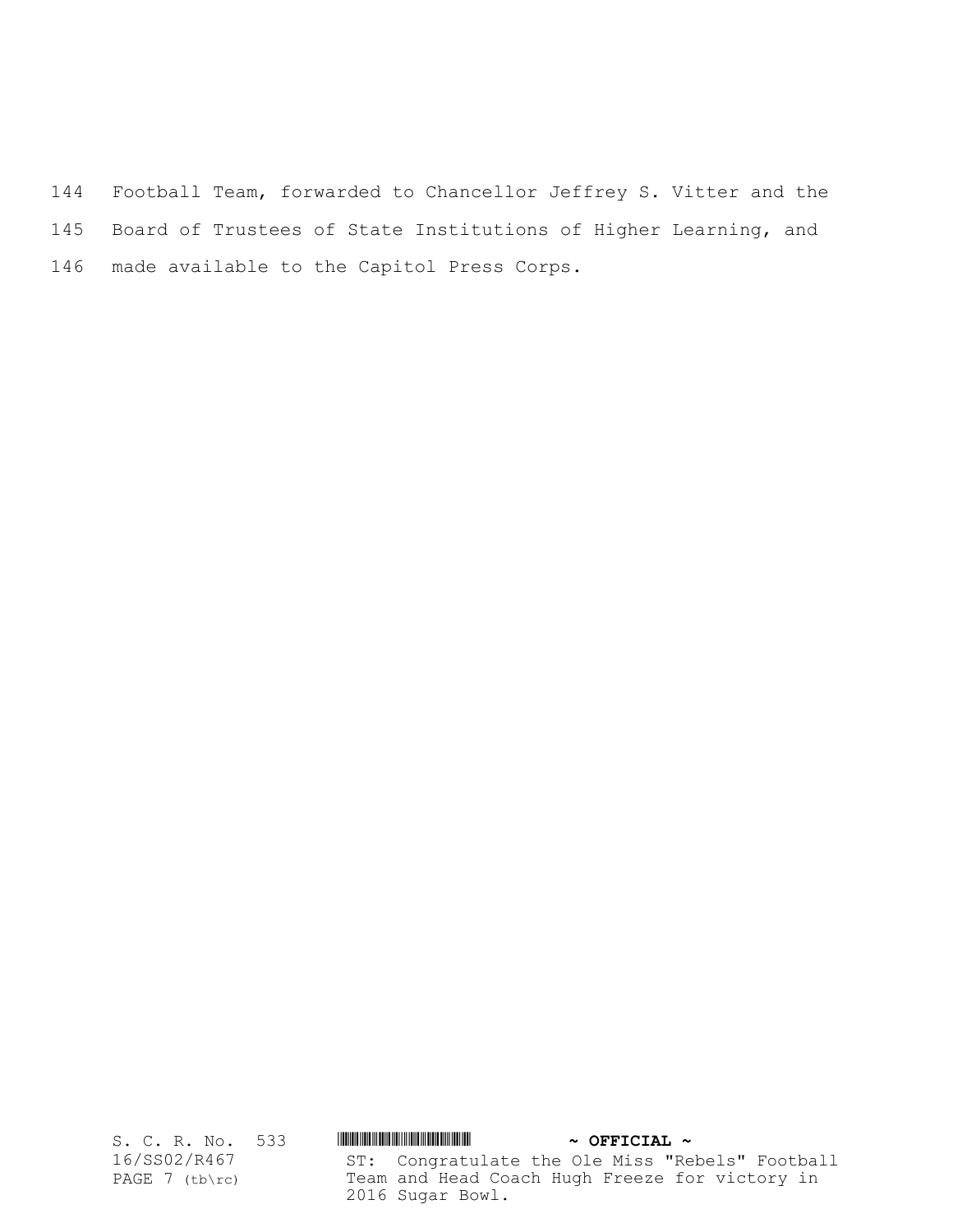Football Team, forwarded to Chancellor Jeffrey S. Vitter and the Board of Trustees of State Institutions of Higher Learning, and made available to the Capitol Press Corps.